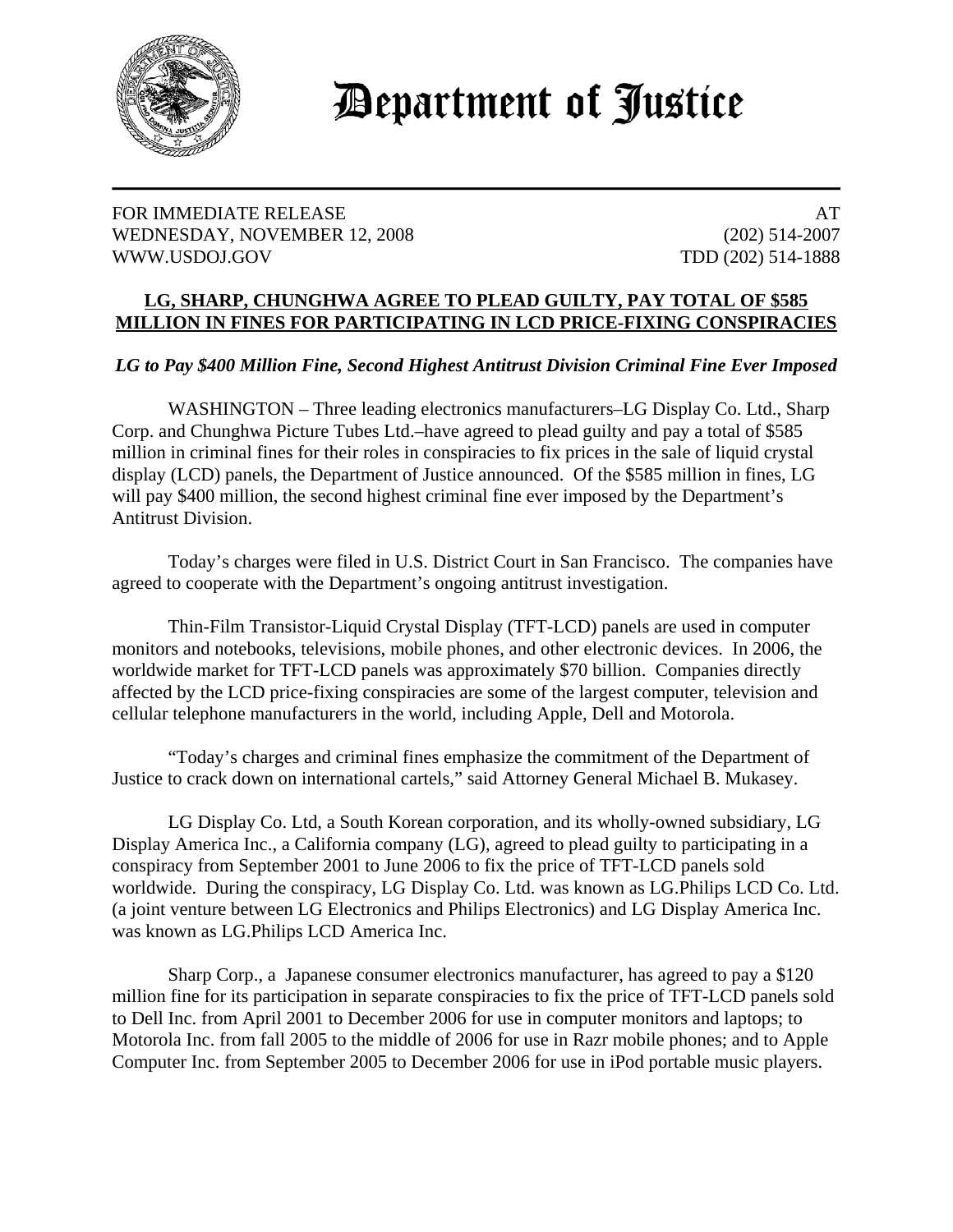# Department of Justice

FOR IMMEDIATE RELEASE
WEDNESDAY, NOVEMBER 12, 2008
WWW.USDOJ.GOV

AT
(202) 514-2007
TDD (202) 514-1888

## LG, SHARP, CHUNGHWA AGREE TO PLEAD GUILTY, PAY TOTAL OF $585 MILLION IN FINES FOR PARTICIPATING IN LCD PRICE-FIXING CONSPIRACIES

***LG to Pay $400 Million Fine, Second Highest Antitrust Division Criminal Fine Ever Imposed***

WASHINGTON – Three leading electronics manufacturers–LG Display Co. Ltd., Sharp Corp. and Chunghwa Picture Tubes Ltd.–have agreed to plead guilty and pay a total of $585 million in criminal fines for their roles in conspiracies to fix prices in the sale of liquid crystal display (LCD) panels, the Department of Justice announced. Of the $585 million in fines, LG will pay $400 million, the second highest criminal fine ever imposed by the Department's Antitrust Division.

Today's charges were filed in U.S. District Court in San Francisco. The companies have agreed to cooperate with the Department's ongoing antitrust investigation.

Thin-Film Transistor-Liquid Crystal Display (TFT-LCD) panels are used in computer monitors and notebooks, televisions, mobile phones, and other electronic devices. In 2006, the worldwide market for TFT-LCD panels was approximately $70 billion. Companies directly affected by the LCD price-fixing conspiracies are some of the largest computer, television and cellular telephone manufacturers in the world, including Apple, Dell and Motorola.

"Today's charges and criminal fines emphasize the commitment of the Department of Justice to crack down on international cartels," said Attorney General Michael B. Mukasey.

LG Display Co. Ltd, a South Korean corporation, and its wholly-owned subsidiary, LG Display America Inc., a California company (LG), agreed to plead guilty to participating in a conspiracy from September 2001 to June 2006 to fix the price of TFT-LCD panels sold worldwide. During the conspiracy, LG Display Co. Ltd. was known as LG.Philips LCD Co. Ltd. (a joint venture between LG Electronics and Philips Electronics) and LG Display America Inc. was known as LG.Philips LCD America Inc.

Sharp Corp., a Japanese consumer electronics manufacturer, has agreed to pay a $120 million fine for its participation in separate conspiracies to fix the price of TFT-LCD panels sold to Dell Inc. from April 2001 to December 2006 for use in computer monitors and laptops; to Motorola Inc. from fall 2005 to the middle of 2006 for use in Razr mobile phones; and to Apple Computer Inc. from September 2005 to December 2006 for use in iPod portable music players.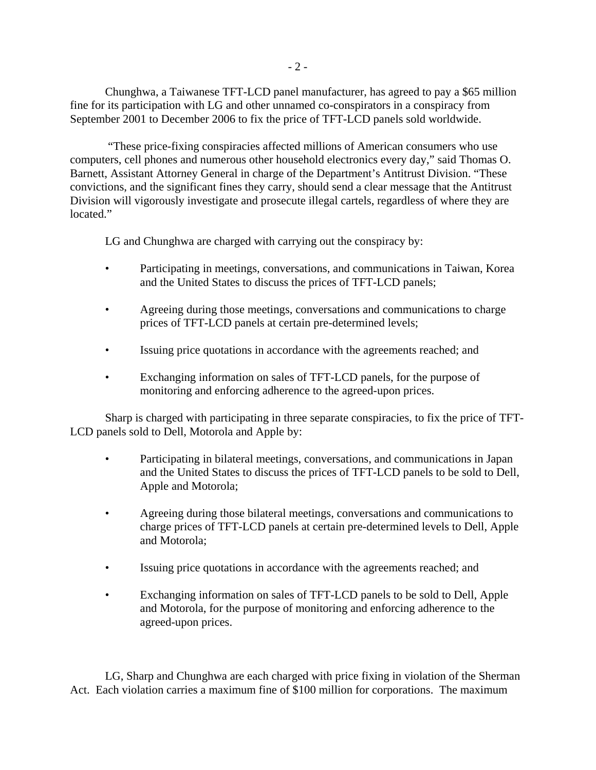Chunghwa, a Taiwanese TFT-LCD panel manufacturer, has agreed to pay a $65 million fine for its participation with LG and other unnamed co-conspirators in a conspiracy from September 2001 to December 2006 to fix the price of TFT-LCD panels sold worldwide.

"These price-fixing conspiracies affected millions of American consumers who use computers, cell phones and numerous other household electronics every day," said Thomas O. Barnett, Assistant Attorney General in charge of the Department's Antitrust Division. "These convictions, and the significant fines they carry, should send a clear message that the Antitrust Division will vigorously investigate and prosecute illegal cartels, regardless of where they are located."

LG and Chunghwa are charged with carrying out the conspiracy by:

- Participating in meetings, conversations, and communications in Taiwan, Korea and the United States to discuss the prices of TFT-LCD panels;
- Agreeing during those meetings, conversations and communications to charge prices of TFT-LCD panels at certain pre-determined levels;
- Issuing price quotations in accordance with the agreements reached; and
- Exchanging information on sales of TFT-LCD panels, for the purpose of monitoring and enforcing adherence to the agreed-upon prices.

Sharp is charged with participating in three separate conspiracies, to fix the price of TFT-LCD panels sold to Dell, Motorola and Apple by:

- Participating in bilateral meetings, conversations, and communications in Japan and the United States to discuss the prices of TFT-LCD panels to be sold to Dell, Apple and Motorola;
- Agreeing during those bilateral meetings, conversations and communications to charge prices of TFT-LCD panels at certain pre-determined levels to Dell, Apple and Motorola;
- Issuing price quotations in accordance with the agreements reached; and
- Exchanging information on sales of TFT-LCD panels to be sold to Dell, Apple and Motorola, for the purpose of monitoring and enforcing adherence to the agreed-upon prices.

LG, Sharp and Chunghwa are each charged with price fixing in violation of the Sherman Act. Each violation carries a maximum fine of $100 million for corporations. The maximum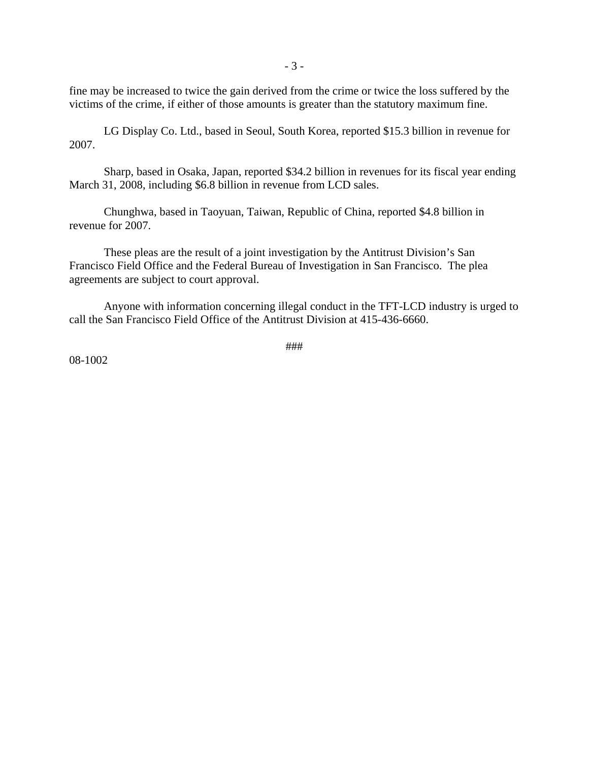fine may be increased to twice the gain derived from the crime or twice the loss suffered by the victims of the crime, if either of those amounts is greater than the statutory maximum fine.

LG Display Co. Ltd., based in Seoul, South Korea, reported $15.3 billion in revenue for 2007.

Sharp, based in Osaka, Japan, reported $34.2 billion in revenues for its fiscal year ending March 31, 2008, including $6.8 billion in revenue from LCD sales.

Chunghwa, based in Taoyuan, Taiwan, Republic of China, reported $4.8 billion in revenue for 2007.

These pleas are the result of a joint investigation by the Antitrust Division's San Francisco Field Office and the Federal Bureau of Investigation in San Francisco. The plea agreements are subject to court approval.

Anyone with information concerning illegal conduct in the TFT-LCD industry is urged to call the San Francisco Field Office of the Antitrust Division at 415-436-6660.

###

08-1002